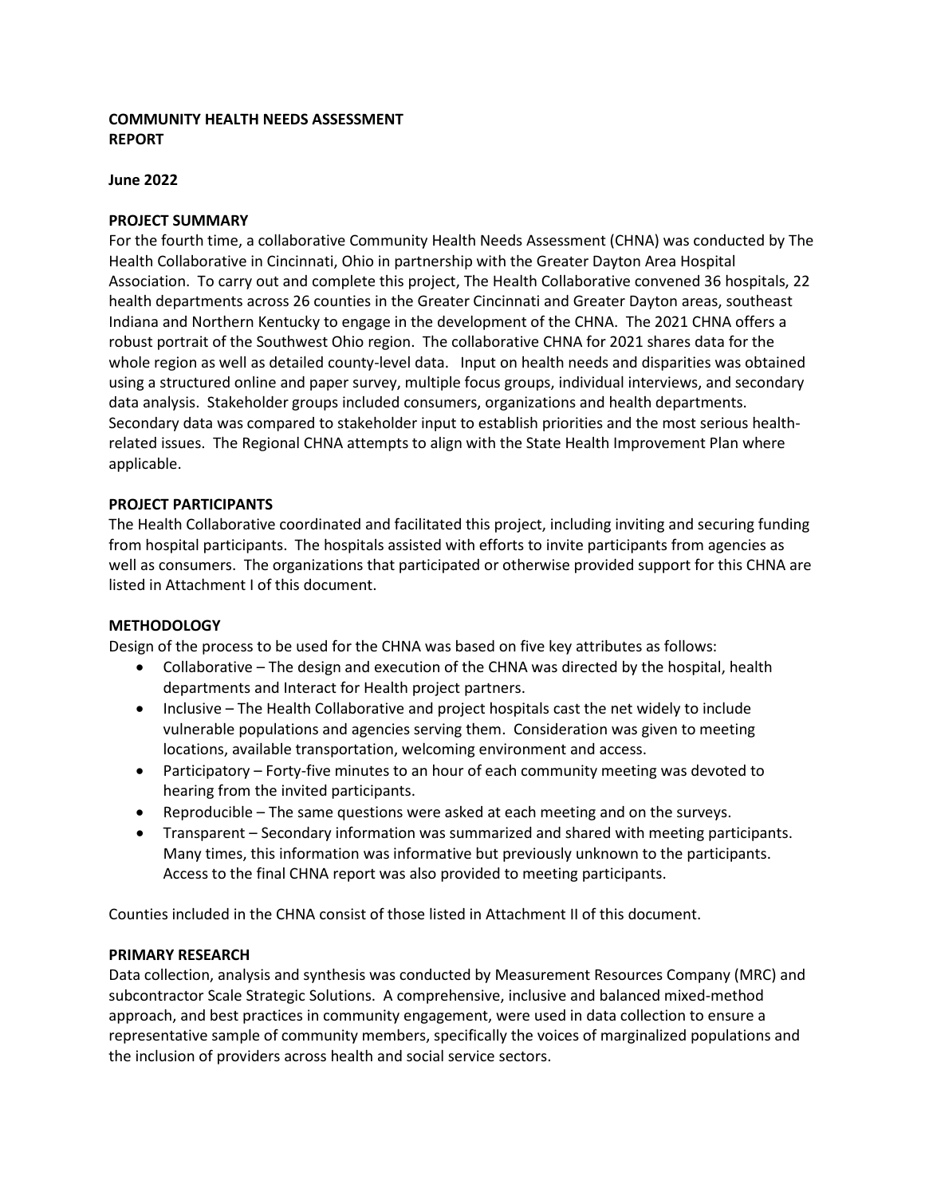**COMMUNITY HEALTH NEEDS ASSESSMENT REPORT**

**June 2022**

**PROJECT SUMMARY**

For the fourth time, a collaborative Community Health Needs Assessment (CHNA) was conducted by The Health Collaborative in Cincinnati, Ohio in partnership with the Greater Dayton Area Hospital Association. To carry out and complete this project, The Health Collaborative convened 36 hospitals, 22 health departments across 26 counties in the Greater Cincinnati and Greater Dayton areas, southeast Indiana and Northern Kentucky to engage in the development of the CHNA. The 2021 CHNA offers a robust portrait of the Southwest Ohio region. The collaborative CHNA for 2021 shares data for the whole region as well as detailed county-level data. Input on health needs and disparities was obtained using a structured online and paper survey, multiple focus groups, individual interviews, and secondary data analysis. Stakeholder groups included consumers, organizations and health departments. Secondary data was compared to stakeholder input to establish priorities and the most serious health-related issues. The Regional CHNA attempts to align with the State Health Improvement Plan where applicable.

**PROJECT PARTICIPANTS**

The Health Collaborative coordinated and facilitated this project, including inviting and securing funding from hospital participants. The hospitals assisted with efforts to invite participants from agencies as well as consumers. The organizations that participated or otherwise provided support for this CHNA are listed in Attachment I of this document.

**METHODOLOGY**

Design of the process to be used for the CHNA was based on five key attributes as follows:

- Collaborative – The design and execution of the CHNA was directed by the hospital, health departments and Interact for Health project partners.
- Inclusive – The Health Collaborative and project hospitals cast the net widely to include vulnerable populations and agencies serving them. Consideration was given to meeting locations, available transportation, welcoming environment and access.
- Participatory – Forty-five minutes to an hour of each community meeting was devoted to hearing from the invited participants.
- Reproducible – The same questions were asked at each meeting and on the surveys.
- Transparent – Secondary information was summarized and shared with meeting participants. Many times, this information was informative but previously unknown to the participants. Access to the final CHNA report was also provided to meeting participants.

Counties included in the CHNA consist of those listed in Attachment II of this document.

**PRIMARY RESEARCH**

Data collection, analysis and synthesis was conducted by Measurement Resources Company (MRC) and subcontractor Scale Strategic Solutions. A comprehensive, inclusive and balanced mixed-method approach, and best practices in community engagement, were used in data collection to ensure a representative sample of community members, specifically the voices of marginalized populations and the inclusion of providers across health and social service sectors.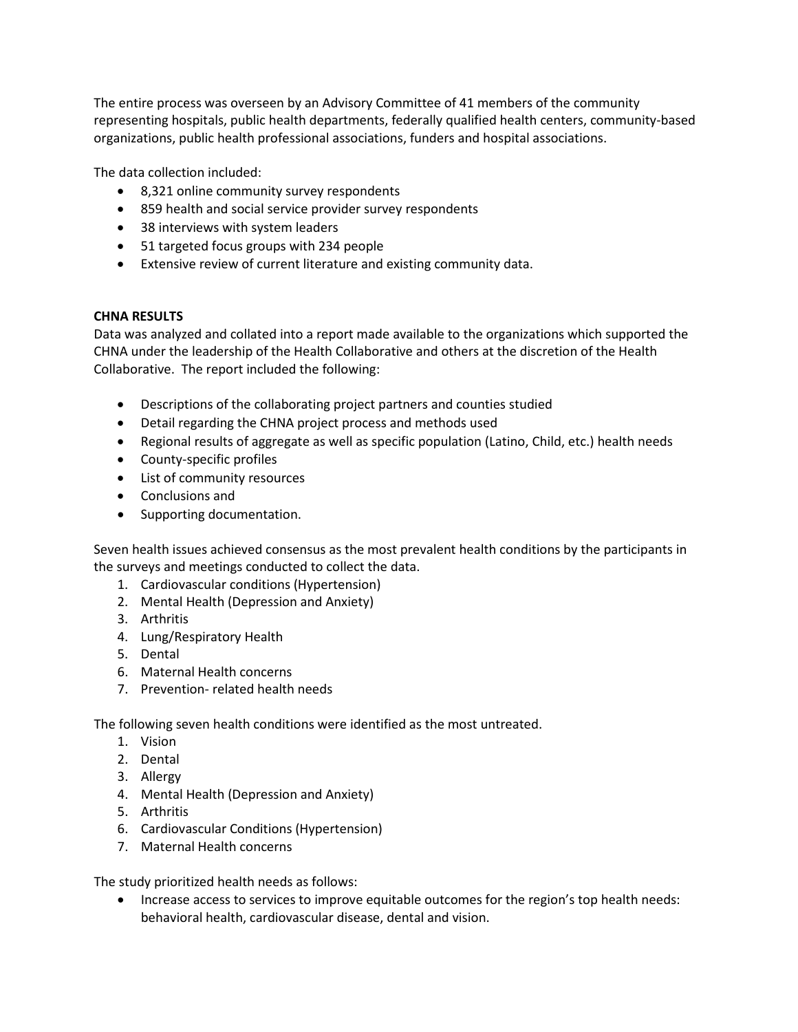The entire process was overseen by an Advisory Committee of 41 members of the community representing hospitals, public health departments, federally qualified health centers, community-based organizations, public health professional associations, funders and hospital associations.

The data collection included:

- 8,321 online community survey respondents
- 859 health and social service provider survey respondents
- 38 interviews with system leaders
- 51 targeted focus groups with 234 people
- Extensive review of current literature and existing community data.

**CHNA RESULTS**

Data was analyzed and collated into a report made available to the organizations which supported the CHNA under the leadership of the Health Collaborative and others at the discretion of the Health Collaborative. The report included the following:

- Descriptions of the collaborating project partners and counties studied
- Detail regarding the CHNA project process and methods used
- Regional results of aggregate as well as specific population (Latino, Child, etc.) health needs
- County-specific profiles
- List of community resources
- Conclusions and
- Supporting documentation.

Seven health issues achieved consensus as the most prevalent health conditions by the participants in the surveys and meetings conducted to collect the data.

1. Cardiovascular conditions (Hypertension)
2. Mental Health (Depression and Anxiety)
3. Arthritis
4. Lung/Respiratory Health
5. Dental
6. Maternal Health concerns
7. Prevention- related health needs

The following seven health conditions were identified as the most untreated.

1. Vision
2. Dental
3. Allergy
4. Mental Health (Depression and Anxiety)
5. Arthritis
6. Cardiovascular Conditions (Hypertension)
7. Maternal Health concerns

The study prioritized health needs as follows:

- Increase access to services to improve equitable outcomes for the region's top health needs: behavioral health, cardiovascular disease, dental and vision.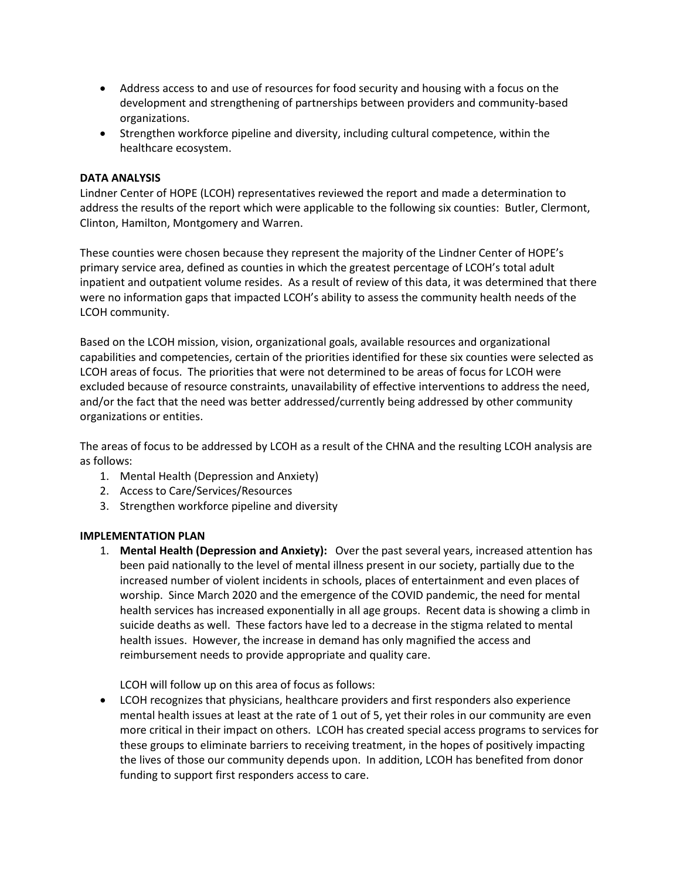- Address access to and use of resources for food security and housing with a focus on the development and strengthening of partnerships between providers and community-based organizations.
- Strengthen workforce pipeline and diversity, including cultural competence, within the healthcare ecosystem.

**DATA ANALYSIS**

Lindner Center of HOPE (LCOH) representatives reviewed the report and made a determination to address the results of the report which were applicable to the following six counties: Butler, Clermont, Clinton, Hamilton, Montgomery and Warren.

These counties were chosen because they represent the majority of the Lindner Center of HOPE's primary service area, defined as counties in which the greatest percentage of LCOH's total adult inpatient and outpatient volume resides. As a result of review of this data, it was determined that there were no information gaps that impacted LCOH's ability to assess the community health needs of the LCOH community.

Based on the LCOH mission, vision, organizational goals, available resources and organizational capabilities and competencies, certain of the priorities identified for these six counties were selected as LCOH areas of focus. The priorities that were not determined to be areas of focus for LCOH were excluded because of resource constraints, unavailability of effective interventions to address the need, and/or the fact that the need was better addressed/currently being addressed by other community organizations or entities.

The areas of focus to be addressed by LCOH as a result of the CHNA and the resulting LCOH analysis are as follows:

1. Mental Health (Depression and Anxiety)
2. Access to Care/Services/Resources
3. Strengthen workforce pipeline and diversity

**IMPLEMENTATION PLAN**

1. **Mental Health (Depression and Anxiety):** Over the past several years, increased attention has been paid nationally to the level of mental illness present in our society, partially due to the increased number of violent incidents in schools, places of entertainment and even places of worship. Since March 2020 and the emergence of the COVID pandemic, the need for mental health services has increased exponentially in all age groups. Recent data is showing a climb in suicide deaths as well. These factors have led to a decrease in the stigma related to mental health issues. However, the increase in demand has only magnified the access and reimbursement needs to provide appropriate and quality care.

   LCOH will follow up on this area of focus as follows:

- LCOH recognizes that physicians, healthcare providers and first responders also experience mental health issues at least at the rate of 1 out of 5, yet their roles in our community are even more critical in their impact on others. LCOH has created special access programs to services for these groups to eliminate barriers to receiving treatment, in the hopes of positively impacting the lives of those our community depends upon. In addition, LCOH has benefited from donor funding to support first responders access to care.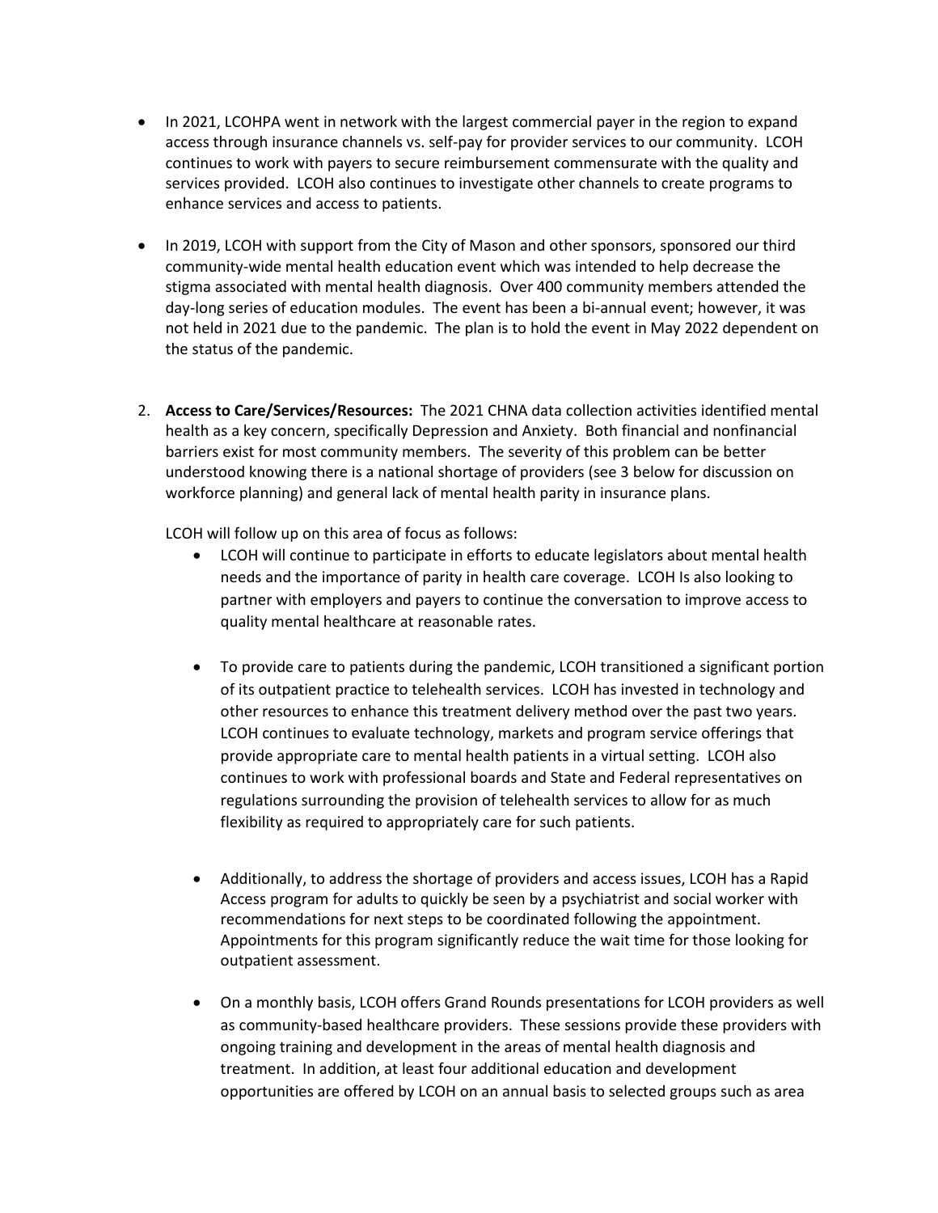- In 2021, LCOHPA went in network with the largest commercial payer in the region to expand access through insurance channels vs. self-pay for provider services to our community. LCOH continues to work with payers to secure reimbursement commensurate with the quality and services provided. LCOH also continues to investigate other channels to create programs to enhance services and access to patients.

- In 2019, LCOH with support from the City of Mason and other sponsors, sponsored our third community-wide mental health education event which was intended to help decrease the stigma associated with mental health diagnosis. Over 400 community members attended the day-long series of education modules. The event has been a bi-annual event; however, it was not held in 2021 due to the pandemic. The plan is to hold the event in May 2022 dependent on the status of the pandemic.

2. **Access to Care/Services/Resources:** The 2021 CHNA data collection activities identified mental health as a key concern, specifically Depression and Anxiety. Both financial and nonfinancial barriers exist for most community members. The severity of this problem can be better understood knowing there is a national shortage of providers (see 3 below for discussion on workforce planning) and general lack of mental health parity in insurance plans.

   LCOH will follow up on this area of focus as follows:

   - LCOH will continue to participate in efforts to educate legislators about mental health needs and the importance of parity in health care coverage. LCOH Is also looking to partner with employers and payers to continue the conversation to improve access to quality mental healthcare at reasonable rates.

   - To provide care to patients during the pandemic, LCOH transitioned a significant portion of its outpatient practice to telehealth services. LCOH has invested in technology and other resources to enhance this treatment delivery method over the past two years. LCOH continues to evaluate technology, markets and program service offerings that provide appropriate care to mental health patients in a virtual setting. LCOH also continues to work with professional boards and State and Federal representatives on regulations surrounding the provision of telehealth services to allow for as much flexibility as required to appropriately care for such patients.

   - Additionally, to address the shortage of providers and access issues, LCOH has a Rapid Access program for adults to quickly be seen by a psychiatrist and social worker with recommendations for next steps to be coordinated following the appointment. Appointments for this program significantly reduce the wait time for those looking for outpatient assessment.

   - On a monthly basis, LCOH offers Grand Rounds presentations for LCOH providers as well as community-based healthcare providers. These sessions provide these providers with ongoing training and development in the areas of mental health diagnosis and treatment. In addition, at least four additional education and development opportunities are offered by LCOH on an annual basis to selected groups such as area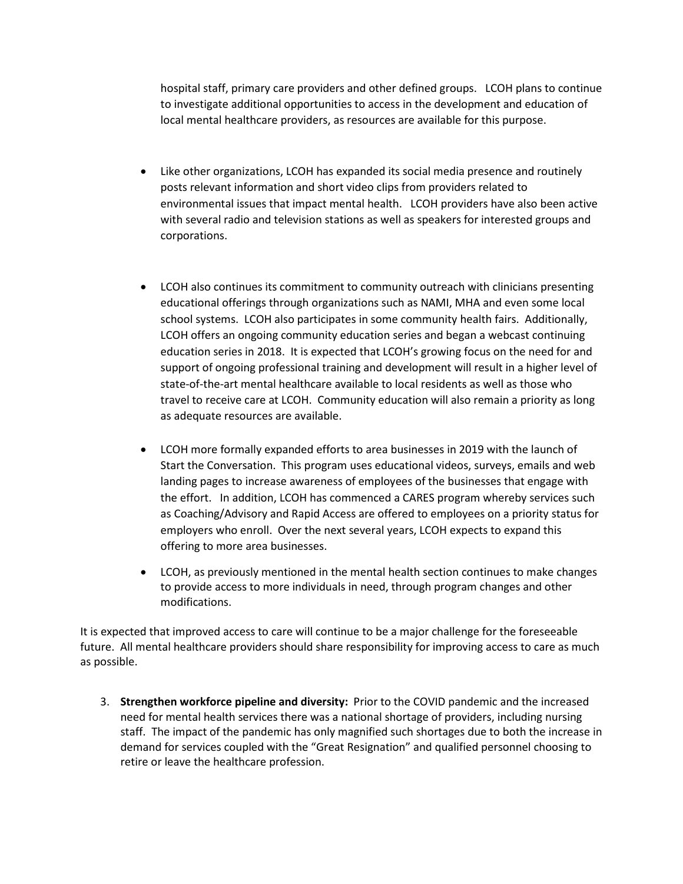hospital staff, primary care providers and other defined groups. LCOH plans to continue to investigate additional opportunities to access in the development and education of local mental healthcare providers, as resources are available for this purpose.

- Like other organizations, LCOH has expanded its social media presence and routinely posts relevant information and short video clips from providers related to environmental issues that impact mental health. LCOH providers have also been active with several radio and television stations as well as speakers for interested groups and corporations.

- LCOH also continues its commitment to community outreach with clinicians presenting educational offerings through organizations such as NAMI, MHA and even some local school systems. LCOH also participates in some community health fairs. Additionally, LCOH offers an ongoing community education series and began a webcast continuing education series in 2018. It is expected that LCOH's growing focus on the need for and support of ongoing professional training and development will result in a higher level of state-of-the-art mental healthcare available to local residents as well as those who travel to receive care at LCOH. Community education will also remain a priority as long as adequate resources are available.

- LCOH more formally expanded efforts to area businesses in 2019 with the launch of Start the Conversation. This program uses educational videos, surveys, emails and web landing pages to increase awareness of employees of the businesses that engage with the effort. In addition, LCOH has commenced a CARES program whereby services such as Coaching/Advisory and Rapid Access are offered to employees on a priority status for employers who enroll. Over the next several years, LCOH expects to expand this offering to more area businesses.

- LCOH, as previously mentioned in the mental health section continues to make changes to provide access to more individuals in need, through program changes and other modifications.

It is expected that improved access to care will continue to be a major challenge for the foreseeable future. All mental healthcare providers should share responsibility for improving access to care as much as possible.

3. **Strengthen workforce pipeline and diversity:** Prior to the COVID pandemic and the increased need for mental health services there was a national shortage of providers, including nursing staff. The impact of the pandemic has only magnified such shortages due to both the increase in demand for services coupled with the "Great Resignation" and qualified personnel choosing to retire or leave the healthcare profession.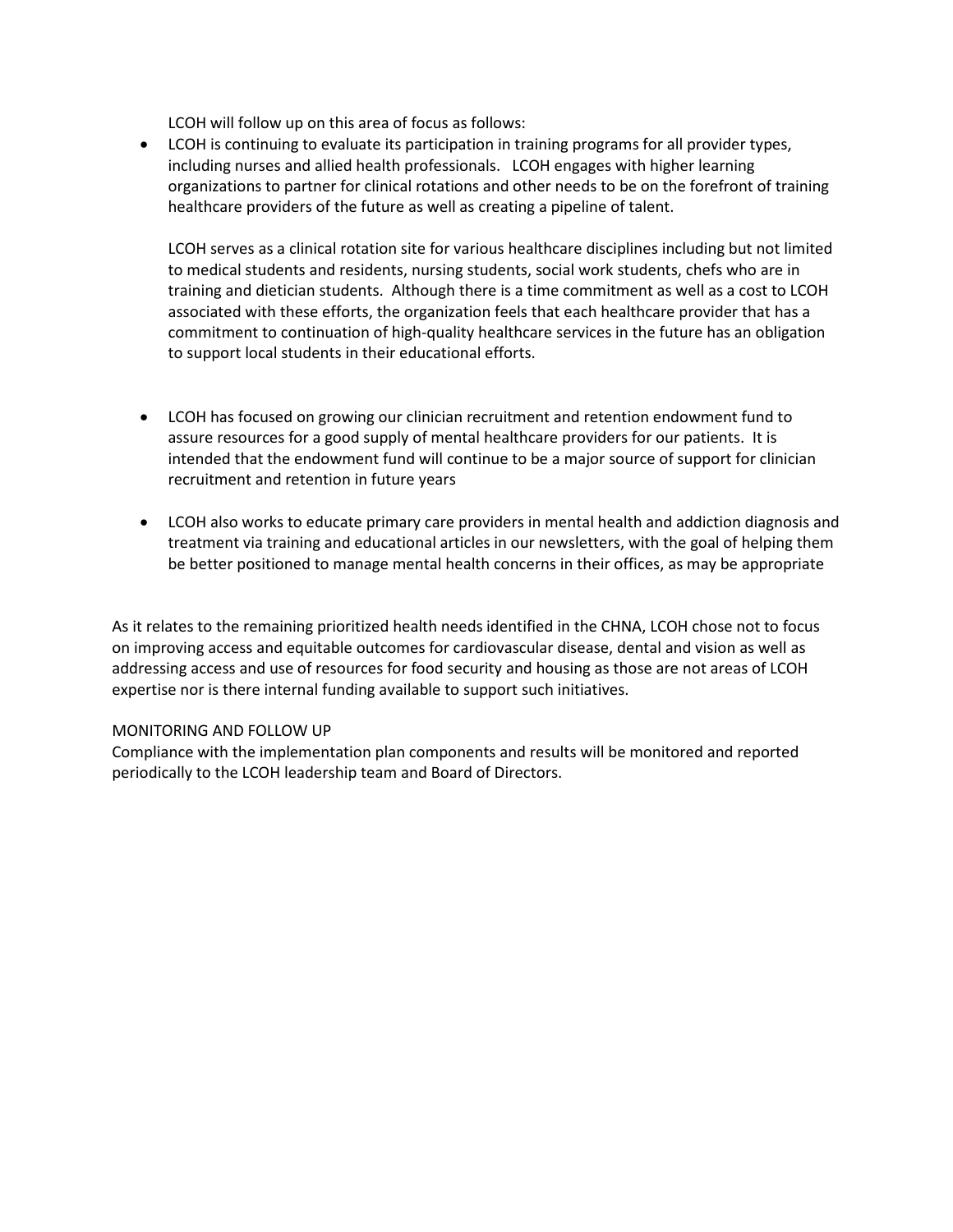LCOH will follow up on this area of focus as follows:

- LCOH is continuing to evaluate its participation in training programs for all provider types, including nurses and allied health professionals. LCOH engages with higher learning organizations to partner for clinical rotations and other needs to be on the forefront of training healthcare providers of the future as well as creating a pipeline of talent.

  LCOH serves as a clinical rotation site for various healthcare disciplines including but not limited to medical students and residents, nursing students, social work students, chefs who are in training and dietician students. Although there is a time commitment as well as a cost to LCOH associated with these efforts, the organization feels that each healthcare provider that has a commitment to continuation of high-quality healthcare services in the future has an obligation to support local students in their educational efforts.

- LCOH has focused on growing our clinician recruitment and retention endowment fund to assure resources for a good supply of mental healthcare providers for our patients. It is intended that the endowment fund will continue to be a major source of support for clinician recruitment and retention in future years

- LCOH also works to educate primary care providers in mental health and addiction diagnosis and treatment via training and educational articles in our newsletters, with the goal of helping them be better positioned to manage mental health concerns in their offices, as may be appropriate

As it relates to the remaining prioritized health needs identified in the CHNA, LCOH chose not to focus on improving access and equitable outcomes for cardiovascular disease, dental and vision as well as addressing access and use of resources for food security and housing as those are not areas of LCOH expertise nor is there internal funding available to support such initiatives.

MONITORING AND FOLLOW UP

Compliance with the implementation plan components and results will be monitored and reported periodically to the LCOH leadership team and Board of Directors.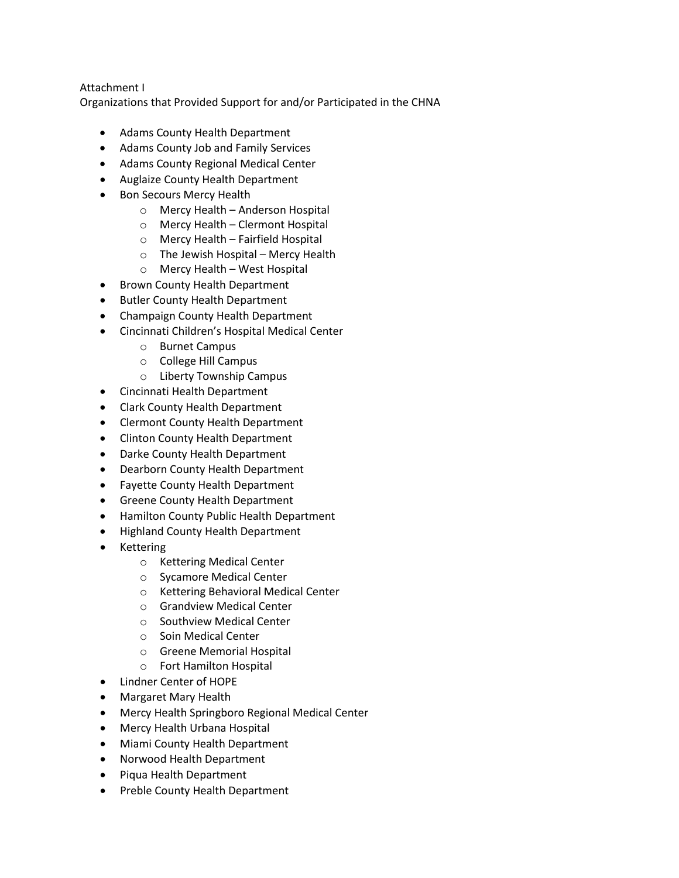Attachment I

Organizations that Provided Support for and/or Participated in the CHNA

- Adams County Health Department
- Adams County Job and Family Services
- Adams County Regional Medical Center
- Auglaize County Health Department
- Bon Secours Mercy Health
  - Mercy Health – Anderson Hospital
  - Mercy Health – Clermont Hospital
  - Mercy Health – Fairfield Hospital
  - The Jewish Hospital – Mercy Health
  - Mercy Health – West Hospital
- Brown County Health Department
- Butler County Health Department
- Champaign County Health Department
- Cincinnati Children's Hospital Medical Center
  - Burnet Campus
  - College Hill Campus
  - Liberty Township Campus
- Cincinnati Health Department
- Clark County Health Department
- Clermont County Health Department
- Clinton County Health Department
- Darke County Health Department
- Dearborn County Health Department
- Fayette County Health Department
- Greene County Health Department
- Hamilton County Public Health Department
- Highland County Health Department
- Kettering
  - Kettering Medical Center
  - Sycamore Medical Center
  - Kettering Behavioral Medical Center
  - Grandview Medical Center
  - Southview Medical Center
  - Soin Medical Center
  - Greene Memorial Hospital
  - Fort Hamilton Hospital
- Lindner Center of HOPE
- Margaret Mary Health
- Mercy Health Springboro Regional Medical Center
- Mercy Health Urbana Hospital
- Miami County Health Department
- Norwood Health Department
- Piqua Health Department
- Preble County Health Department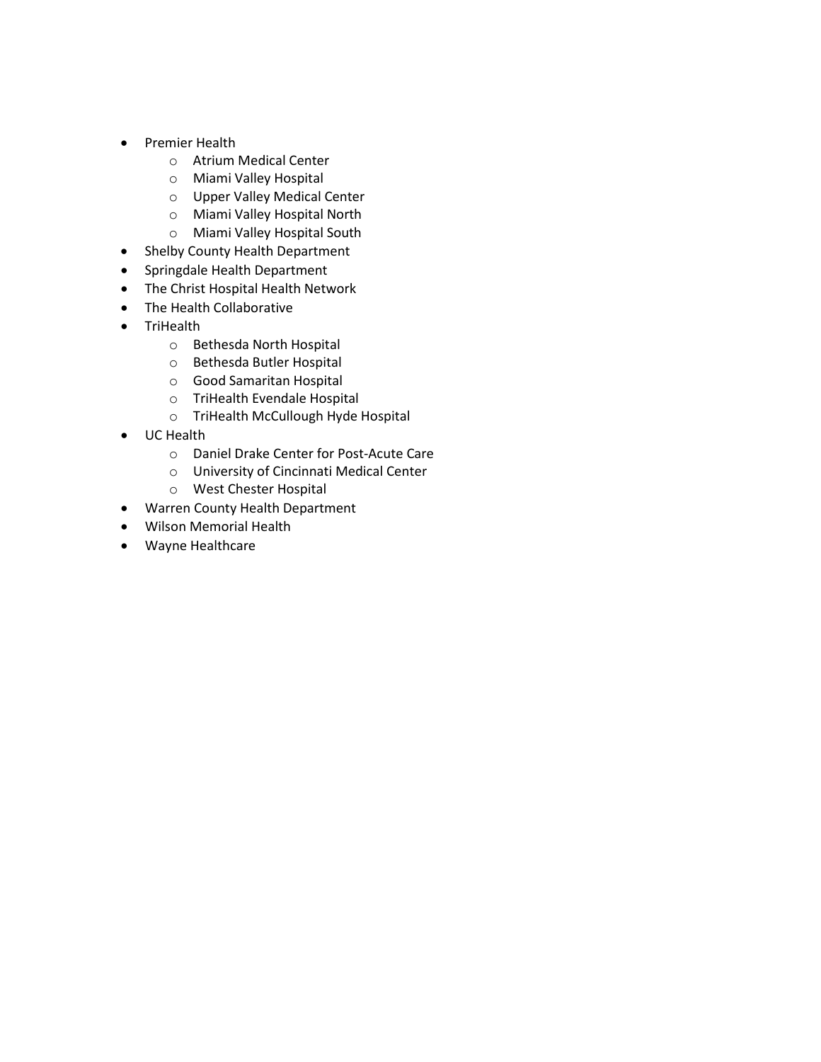- Premier Health
    - Atrium Medical Center
    - Miami Valley Hospital
    - Upper Valley Medical Center
    - Miami Valley Hospital North
    - Miami Valley Hospital South
- Shelby County Health Department
- Springdale Health Department
- The Christ Hospital Health Network
- The Health Collaborative
- TriHealth
    - Bethesda North Hospital
    - Bethesda Butler Hospital
    - Good Samaritan Hospital
    - TriHealth Evendale Hospital
    - TriHealth McCullough Hyde Hospital
- UC Health
    - Daniel Drake Center for Post-Acute Care
    - University of Cincinnati Medical Center
    - West Chester Hospital
- Warren County Health Department
- Wilson Memorial Health
- Wayne Healthcare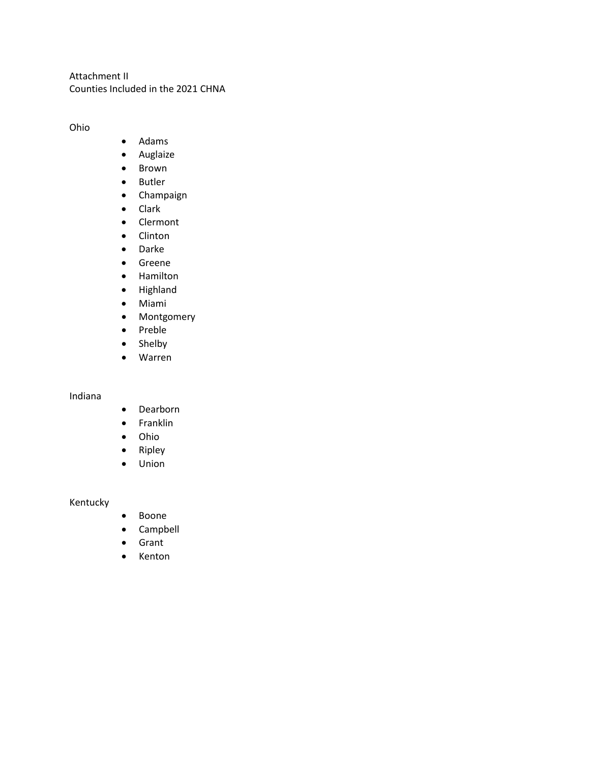Attachment II
Counties Included in the 2021 CHNA

Ohio

- Adams
- Auglaize
- Brown
- Butler
- Champaign
- Clark
- Clermont
- Clinton
- Darke
- Greene
- Hamilton
- Highland
- Miami
- Montgomery
- Preble
- Shelby
- Warren

Indiana

- Dearborn
- Franklin
- Ohio
- Ripley
- Union

Kentucky

- Boone
- Campbell
- Grant
- Kenton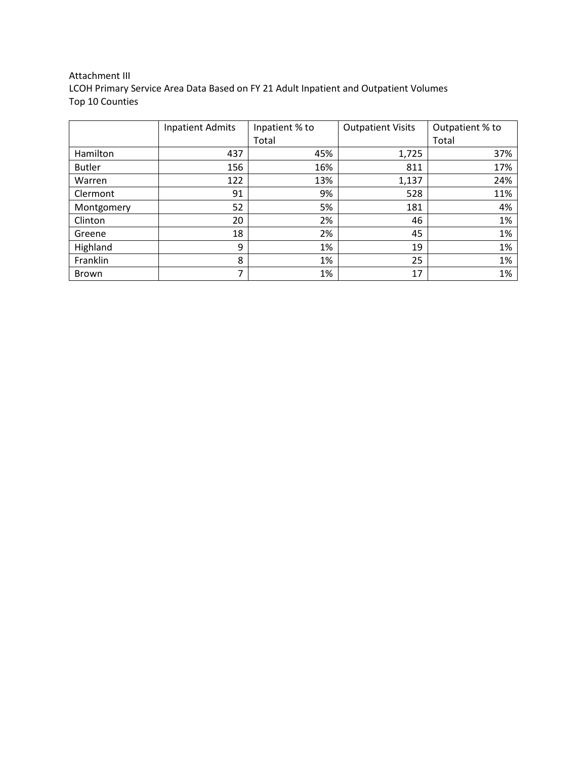Attachment III
LCOH Primary Service Area Data Based on FY 21 Adult Inpatient and Outpatient Volumes
Top 10 Counties

| | Inpatient Admits | Inpatient % to Total | Outpatient Visits | Outpatient % to Total |
|---|---|---|---|---|
| Hamilton | 437 | 45% | 1,725 | 37% |
| Butler | 156 | 16% | 811 | 17% |
| Warren | 122 | 13% | 1,137 | 24% |
| Clermont | 91 | 9% | 528 | 11% |
| Montgomery | 52 | 5% | 181 | 4% |
| Clinton | 20 | 2% | 46 | 1% |
| Greene | 18 | 2% | 45 | 1% |
| Highland | 9 | 1% | 19 | 1% |
| Franklin | 8 | 1% | 25 | 1% |
| Brown | 7 | 1% | 17 | 1% |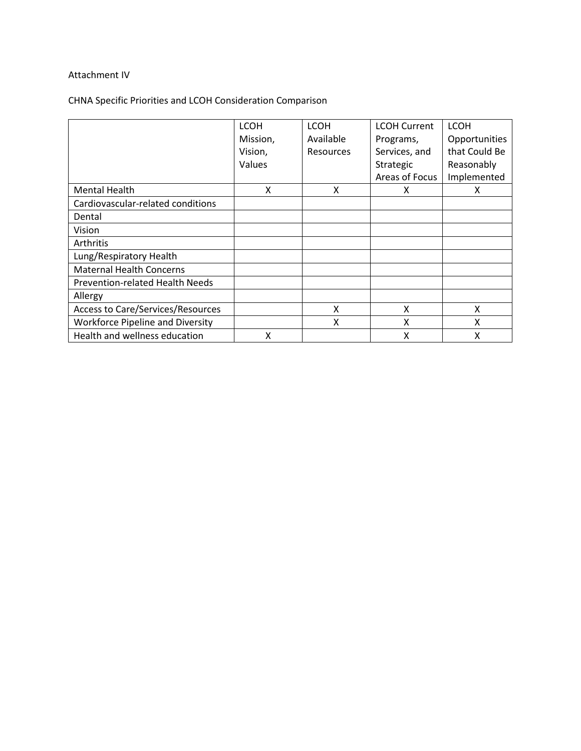Attachment IV

CHNA Specific Priorities and LCOH Consideration Comparison

| | LCOH Mission, Vision, Values | LCOH Available Resources | LCOH Current Programs, Services, and Strategic Areas of Focus | LCOH Opportunities that Could Be Reasonably Implemented |
|---|---|---|---|---|
| Mental Health | X | X | X | X |
| Cardiovascular-related conditions | | | | |
| Dental | | | | |
| Vision | | | | |
| Arthritis | | | | |
| Lung/Respiratory Health | | | | |
| Maternal Health Concerns | | | | |
| Prevention-related Health Needs | | | | |
| Allergy | | | | |
| Access to Care/Services/Resources | | X | X | X |
| Workforce Pipeline and Diversity | | X | X | X |
| Health and wellness education | X | | X | X |